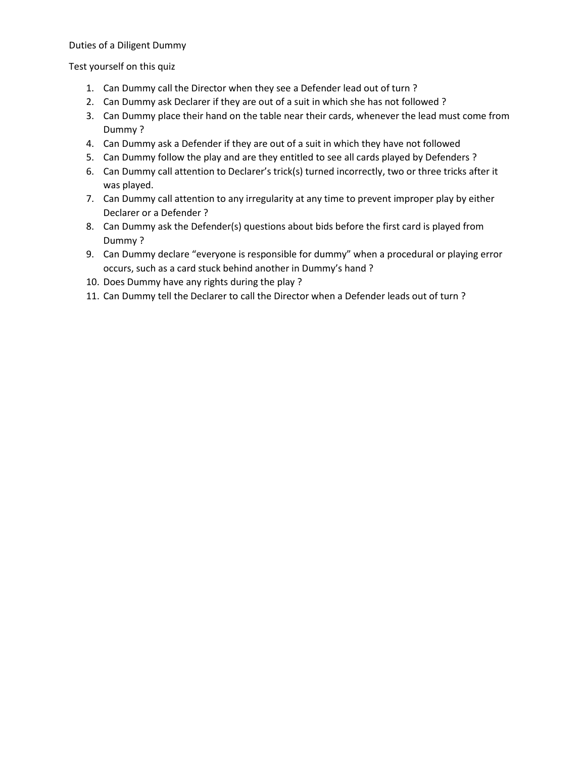Duties of a Diligent Dummy

Test yourself on this quiz

1. Can Dummy call the Director when they see a Defender lead out of turn ?
2. Can Dummy ask Declarer if they are out of a suit in which she has not followed ?
3. Can Dummy place their hand on the table near their cards, whenever the lead must come from Dummy ?
4. Can Dummy ask a Defender if they are out of a suit in which they have not followed
5. Can Dummy follow the play and are they entitled to see all cards played by Defenders ?
6. Can Dummy call attention to Declarer's trick(s) turned incorrectly, two or three tricks after it was played.
7. Can Dummy call attention to any irregularity at any time to prevent improper play by either Declarer or a Defender ?
8. Can Dummy ask the Defender(s) questions about bids before the first card is played from Dummy ?
9. Can Dummy declare "everyone is responsible for dummy" when a procedural or playing error occurs, such as a card stuck behind another in Dummy's hand ?
10. Does Dummy have any rights during the play ?
11. Can Dummy tell the Declarer to call the Director when a Defender leads out of turn ?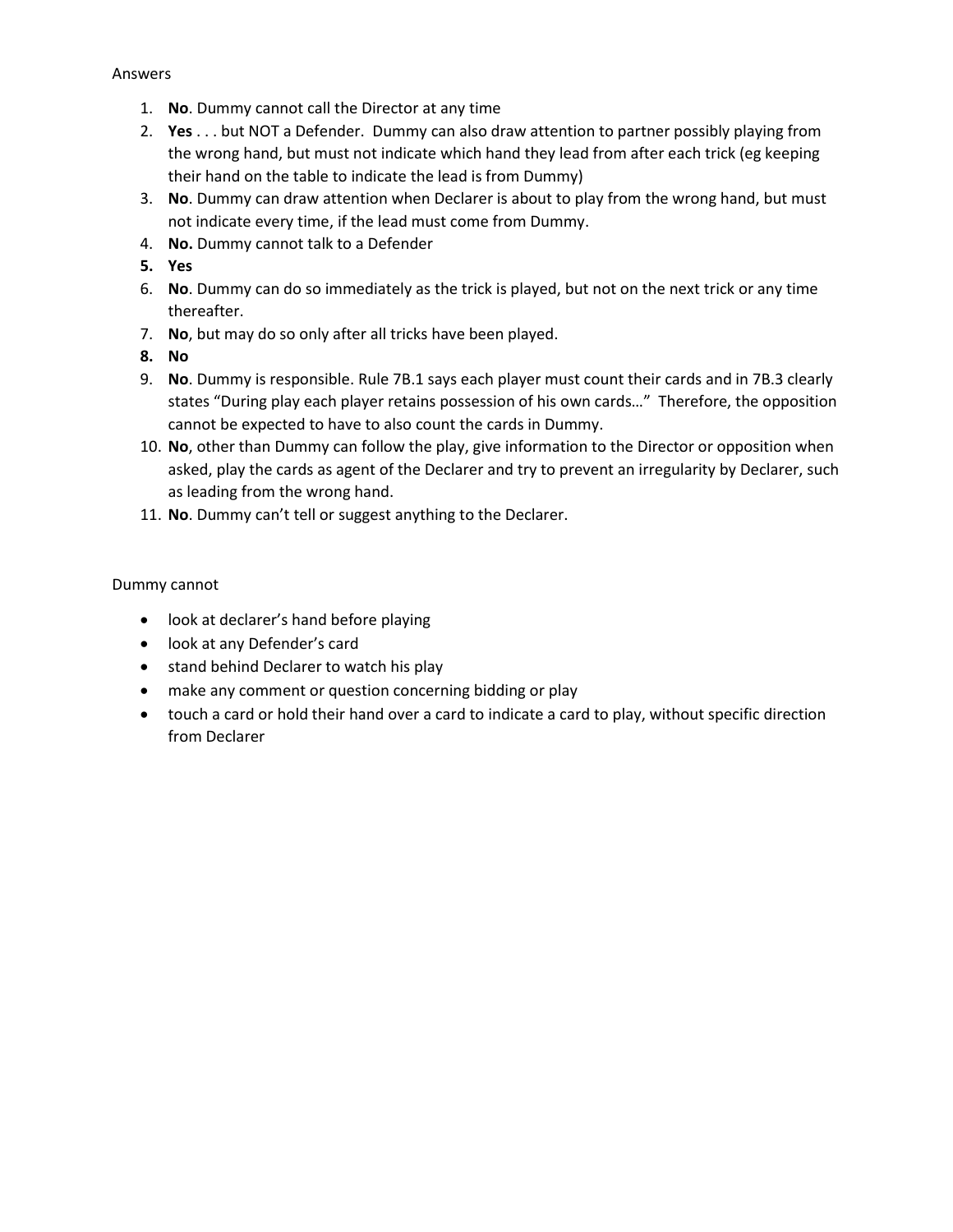Answers

1. **No**. Dummy cannot call the Director at any time
2. **Yes** . . . but NOT a Defender. Dummy can also draw attention to partner possibly playing from the wrong hand, but must not indicate which hand they lead from after each trick (eg keeping their hand on the table to indicate the lead is from Dummy)
3. **No**. Dummy can draw attention when Declarer is about to play from the wrong hand, but must not indicate every time, if the lead must come from Dummy.
4. **No.** Dummy cannot talk to a Defender
5. **Yes**
6. **No**. Dummy can do so immediately as the trick is played, but not on the next trick or any time thereafter.
7. **No**, but may do so only after all tricks have been played.
8. **No**
9. **No**. Dummy is responsible. Rule 7B.1 says each player must count their cards and in 7B.3 clearly states "During play each player retains possession of his own cards…" Therefore, the opposition cannot be expected to have to also count the cards in Dummy.
10. **No**, other than Dummy can follow the play, give information to the Director or opposition when asked, play the cards as agent of the Declarer and try to prevent an irregularity by Declarer, such as leading from the wrong hand.
11. **No**. Dummy can't tell or suggest anything to the Declarer.

Dummy cannot

- look at declarer's hand before playing
- look at any Defender's card
- stand behind Declarer to watch his play
- make any comment or question concerning bidding or play
- touch a card or hold their hand over a card to indicate a card to play, without specific direction from Declarer